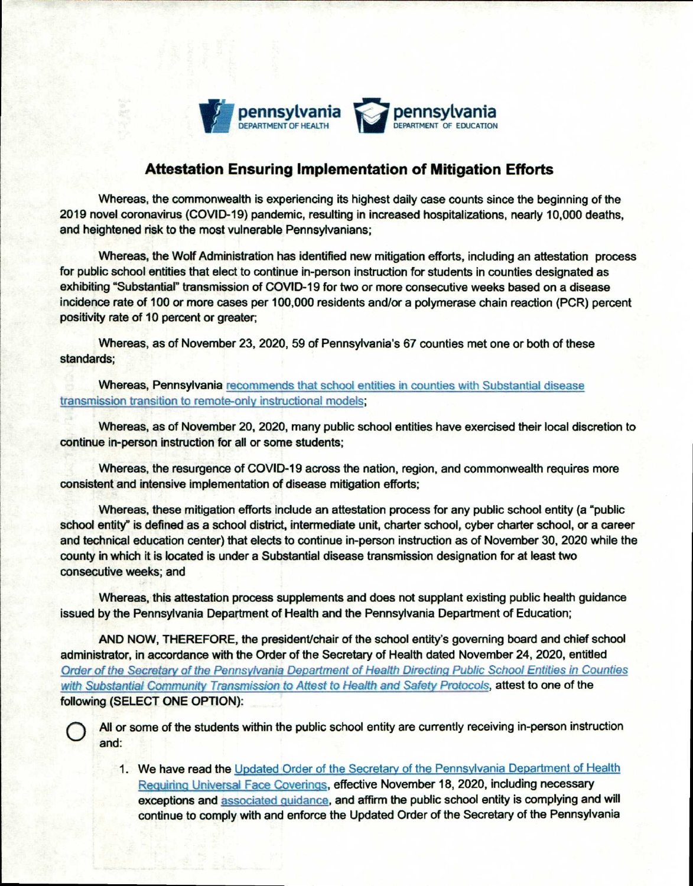pennsylvania DEPARTMENT OF HEALTH — pennsylvania DEPARTMENT OF EDUCATION

## Attestation Ensuring Implementation of Mitigation Efforts

Whereas, the commonwealth is experiencing its highest daily case counts since the beginning of the 2019 novel coronavirus (COVID-19) pandemic, resulting in increased hospitalizations, nearly 10,000 deaths, and heightened risk to the most vulnerable Pennsylvanians;

Whereas, the Wolf Administration has identified new mitigation efforts, including an attestation process for public school entities that elect to continue in-person instruction for students in counties designated as exhibiting "Substantial" transmission of COVID-19 for two or more consecutive weeks based on a disease incidence rate of 100 or more cases per 100,000 residents and/or a polymerase chain reaction (PCR) percent positivity rate of 10 percent or greater;

Whereas, as of November 23, 2020, 59 of Pennsylvania's 67 counties met one or both of these standards;

Whereas, Pennsylvania recommends that school entities in counties with Substantial disease transmission transition to remote-only instructional models;

Whereas, as of November 20, 2020, many public school entities have exercised their local discretion to continue in-person instruction for all or some students;

Whereas, the resurgence of COVID-19 across the nation, region, and commonwealth requires more consistent and intensive implementation of disease mitigation efforts;

Whereas, these mitigation efforts include an attestation process for any public school entity (a "public school entity" is defined as a school district, intermediate unit, charter school, cyber charter school, or a career and technical education center) that elects to continue in-person instruction as of November 30, 2020 while the county in which it is located is under a Substantial disease transmission designation for at least two consecutive weeks; and

Whereas, this attestation process supplements and does not supplant existing public health guidance issued by the Pennsylvania Department of Health and the Pennsylvania Department of Education;

AND NOW, THEREFORE, the president/chair of the school entity's governing board and chief school administrator, in accordance with the Order of the Secretary of Health dated November 24, 2020, entitled *Order of the Secretary of the Pennsylvania Department of Health Directing Public School Entities in Counties with Substantial Community Transmission to Attest to Health and Safety Protocols*, attest to one of the following (SELECT ONE OPTION):

○ All or some of the students within the public school entity are currently receiving in-person instruction and:

1. We have read the Updated Order of the Secretary of the Pennsylvania Department of Health Requiring Universal Face Coverings, effective November 18, 2020, including necessary exceptions and associated guidance, and affirm the public school entity is complying and will continue to comply with and enforce the Updated Order of the Secretary of the Pennsylvania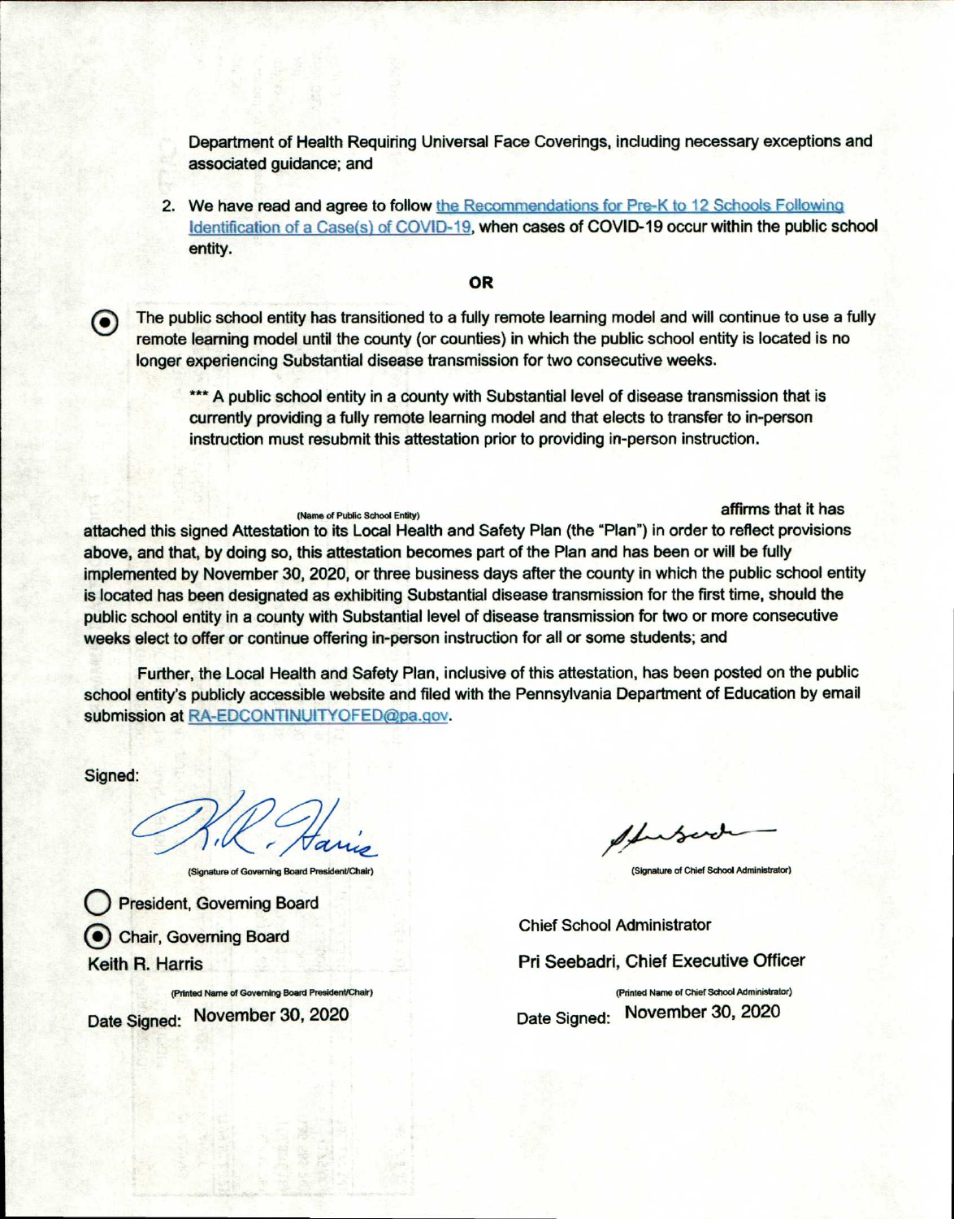Department of Health Requiring Universal Face Coverings, including necessary exceptions and associated guidance; and

2. We have read and agree to follow [the Recommendations for Pre-K to 12 Schools Following Identification of a Case(s) of COVID-19](), when cases of COVID-19 occur within the public school entity.

**OR**

(●) The public school entity has transitioned to a fully remote learning model and will continue to use a fully remote learning model until the county (or counties) in which the public school entity is located is no longer experiencing Substantial disease transmission for two consecutive weeks.

> *** A public school entity in a county with Substantial level of disease transmission that is currently providing a fully remote learning model and that elects to transfer to in-person instruction must resubmit this attestation prior to providing in-person instruction.

(Name of Public School Entity) affirms that it has attached this signed Attestation to its Local Health and Safety Plan (the "Plan") in order to reflect provisions above, and that, by doing so, this attestation becomes part of the Plan and has been or will be fully implemented by November 30, 2020, or three business days after the county in which the public school entity is located has been designated as exhibiting Substantial disease transmission for the first time, should the public school entity in a county with Substantial level of disease transmission for two or more consecutive weeks elect to offer or continue offering in-person instruction for all or some students; and

Further, the Local Health and Safety Plan, inclusive of this attestation, has been posted on the public school entity's publicly accessible website and filed with the Pennsylvania Department of Education by email submission at RA-EDCONTINUITYOFED@pa.gov.

Signed:

| | |
|---|---|
| (Signature of Governing Board President/Chair) | (Signature of Chief School Administrator) |
| ( ) President, Governing Board | |
| (●) Chair, Governing Board | Chief School Administrator |
| Keith R. Harris | Pri Seebadri, Chief Executive Officer |
| (Printed Name of Governing Board President/Chair) | (Printed Name of Chief School Administrator) |
| Date Signed: November 30, 2020 | Date Signed: November 30, 2020 |